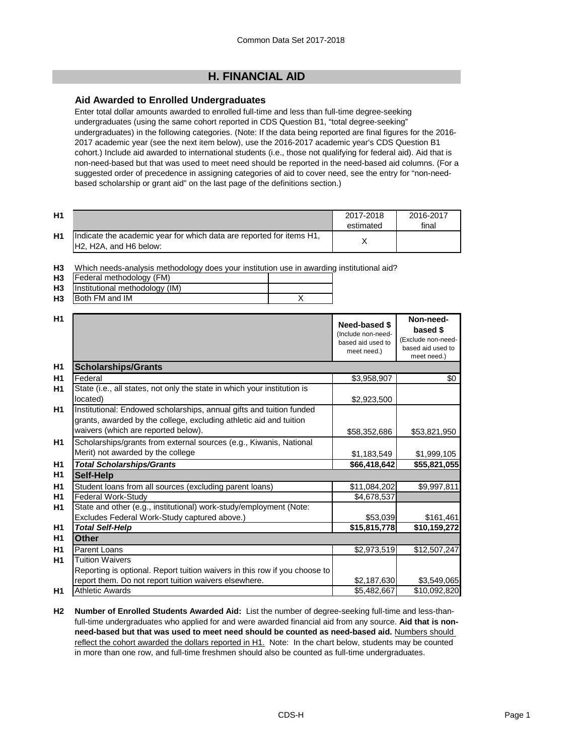# H. FINANCIAL AID

### Aid Awarded to Enrolled Undergraduates

Enter total dollar amounts awarded to enrolled full-time and less than full-time degree-seeking undergraduates (using the same cohort reported in CDS Question B1, "total degree-seeking" undergraduates) in the following categories. (Note: If the data being reported are final figures for the 2016-2017 academic year (see the next item below), use the 2016-2017 academic year's CDS Question B1 cohort.) Include aid awarded to international students (i.e., those not qualifying for federal aid). Aid that is non-need-based but that was used to meet need should be reported in the need-based aid columns. (For a suggested order of precedence in assigning categories of aid to cover need, see the entry for "non-need-based scholarship or grant aid" on the last page of the definitions section.)

| | | 2017-2018 estimated | 2016-2017 final |
|---|---|---|---|
| H1 | Indicate the academic year for which data are reported for items H1, H2, H2A, and H6 below: | X | |

**H3** Which needs-analysis methodology does your institution use in awarding institutional aid?

| | | |
|---|---|---|
| H3 | Federal methodology (FM) | |
| H3 | Institutional methodology (IM) | |
| H3 | Both FM and IM | X |

| | | Need-based $ (Include non-need-based aid used to meet need.) | Non-need-based $ (Exclude non-need-based aid used to meet need.) |
|---|---|---|---|
| H1 | **Scholarships/Grants** | | |
| H1 | Federal | $3,958,907 | $0 |
| H1 | State (i.e., all states, not only the state in which your institution is located) | $2,923,500 | |
| H1 | Institutional: Endowed scholarships, annual gifts and tuition funded grants, awarded by the college, excluding athletic aid and tuition waivers (which are reported below). | $58,352,686 | $53,821,950 |
| H1 | Scholarships/grants from external sources (e.g., Kiwanis, National Merit) not awarded by the college | $1,183,549 | $1,999,105 |
| H1 | ***Total Scholarships/Grants*** | **$66,418,642** | **$55,821,055** |
| H1 | **Self-Help** | | |
| H1 | Student loans from all sources (excluding parent loans) | $11,084,202 | $9,997,811 |
| H1 | Federal Work-Study | $4,678,537 | |
| H1 | State and other (e.g., institutional) work-study/employment (Note: Excludes Federal Work-Study captured above.) | $53,039 | $161,461 |
| H1 | ***Total Self-Help*** | **$15,815,778** | **$10,159,272** |
| H1 | **Other** | | |
| H1 | Parent Loans | $2,973,519 | $12,507,247 |
| H1 | Tuition Waivers<br>Reporting is optional. Report tuition waivers in this row if you choose to report them. Do not report tuition waivers elsewhere. | $2,187,630 | $3,549,065 |
| H1 | Athletic Awards | $5,482,667 | $10,092,820 |

**H2** **Number of Enrolled Students Awarded Aid:** List the number of degree-seeking full-time and less-than-full-time undergraduates who applied for and were awarded financial aid from any source. **Aid that is non-need-based but that was used to meet need should be counted as need-based aid.** Numbers should reflect the cohort awarded the dollars reported in H1. Note: In the chart below, students may be counted in more than one row, and full-time freshmen should also be counted as full-time undergraduates.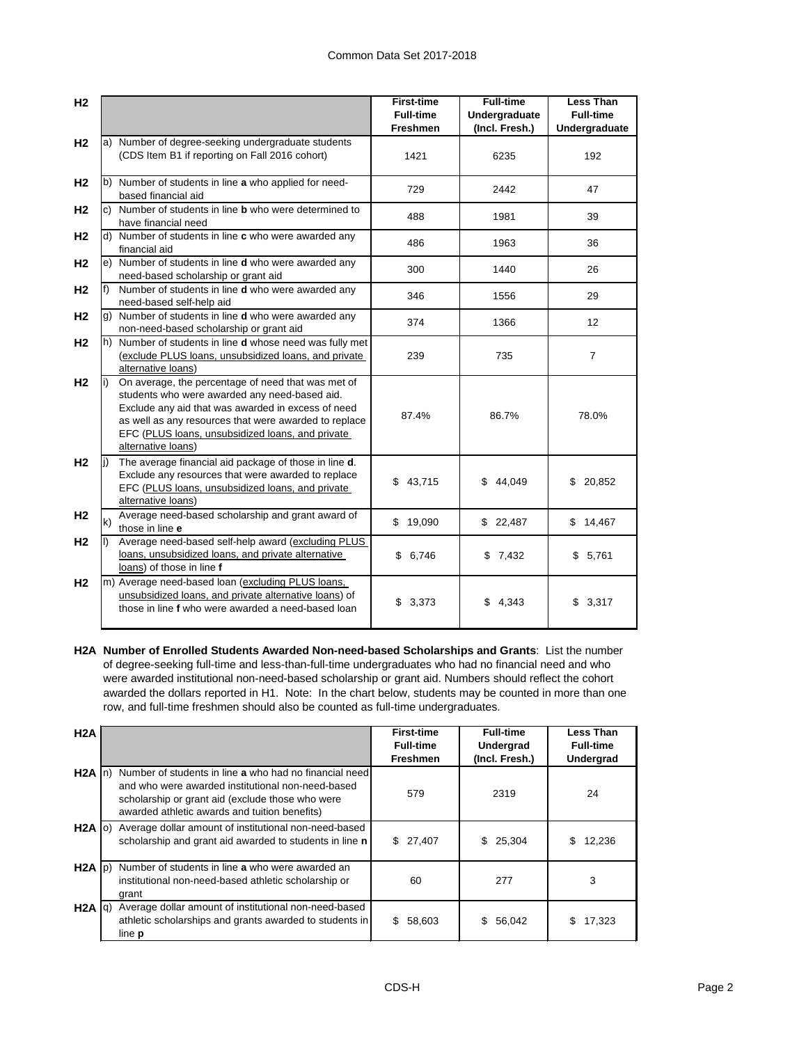| H2 | | First-time Full-time Freshmen | Full-time Undergraduate (Incl. Fresh.) | Less Than Full-time Undergraduate |
|---|---|---|---|---|
| H2 | a) Number of degree-seeking undergraduate students (CDS Item B1 if reporting on Fall 2016 cohort) | 1421 | 6235 | 192 |
| H2 | b) Number of students in line **a** who applied for need-based financial aid | 729 | 2442 | 47 |
| H2 | c) Number of students in line **b** who were determined to have financial need | 488 | 1981 | 39 |
| H2 | d) Number of students in line **c** who were awarded any financial aid | 486 | 1963 | 36 |
| H2 | e) Number of students in line **d** who were awarded any need-based scholarship or grant aid | 300 | 1440 | 26 |
| H2 | f) Number of students in line **d** who were awarded any need-based self-help aid | 346 | 1556 | 29 |
| H2 | g) Number of students in line **d** who were awarded any non-need-based scholarship or grant aid | 374 | 1366 | 12 |
| H2 | h) Number of students in line **d** whose need was fully met (exclude PLUS loans, unsubsidized loans, and private alternative loans) | 239 | 735 | 7 |
| H2 | i) On average, the percentage of need that was met of students who were awarded any need-based aid. Exclude any aid that was awarded in excess of need as well as any resources that were awarded to replace EFC (PLUS loans, unsubsidized loans, and private alternative loans) | 87.4% | 86.7% | 78.0% |
| H2 | j) The average financial aid package of those in line **d**. Exclude any resources that were awarded to replace EFC (PLUS loans, unsubsidized loans, and private alternative loans) | $ 43,715 | $ 44,049 | $ 20,852 |
| H2 | k) Average need-based scholarship and grant award of those in line **e** | $ 19,090 | $ 22,487 | $ 14,467 |
| H2 | l) Average need-based self-help award (excluding PLUS loans, unsubsidized loans, and private alternative loans) of those in line **f** | $ 6,746 | $ 7,432 | $ 5,761 |
| H2 | m) Average need-based loan (excluding PLUS loans, unsubsidized loans, and private alternative loans) of those in line **f** who were awarded a need-based loan | $ 3,373 | $ 4,343 | $ 3,317 |

**H2A Number of Enrolled Students Awarded Non-need-based Scholarships and Grants**: List the number of degree-seeking full-time and less-than-full-time undergraduates who had no financial need and who were awarded institutional non-need-based scholarship or grant aid. Numbers should reflect the cohort awarded the dollars reported in H1. Note: In the chart below, students may be counted in more than one row, and full-time freshmen should also be counted as full-time undergraduates.

| H2A | | First-time Full-time Freshmen | Full-time Undergrad (Incl. Fresh.) | Less Than Full-time Undergrad |
|---|---|---|---|---|
| H2A | n) Number of students in line **a** who had no financial need and who were awarded institutional non-need-based scholarship or grant aid (exclude those who were awarded athletic awards and tuition benefits) | 579 | 2319 | 24 |
| H2A | o) Average dollar amount of institutional non-need-based scholarship and grant aid awarded to students in line **n** | $ 27,407 | $ 25,304 | $ 12,236 |
| H2A | p) Number of students in line **a** who were awarded an institutional non-need-based athletic scholarship or grant | 60 | 277 | 3 |
| H2A | q) Average dollar amount of institutional non-need-based athletic scholarships and grants awarded to students in line **p** | $ 58,603 | $ 56,042 | $ 17,323 |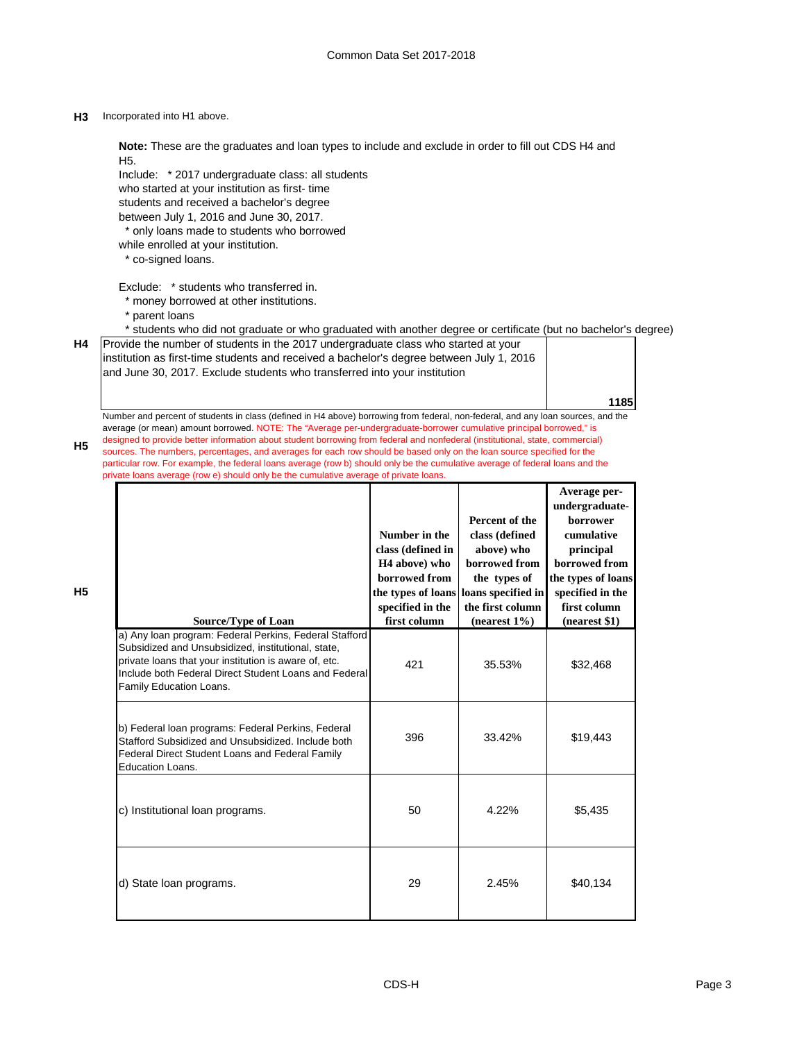**H3** Incorporated into H1 above.

**Note:** These are the graduates and loan types to include and exclude in order to fill out CDS H4 and H5.

Include: * 2017 undergraduate class: all students who started at your institution as first- time students and received a bachelor's degree between July 1, 2016 and June 30, 2017.
* only loans made to students who borrowed while enrolled at your institution.
* co-signed loans.

Exclude: * students who transferred in.
* money borrowed at other institutions.
* parent loans
* students who did not graduate or who graduated with another degree or certificate (but no bachelor's degree)

**H4**

| Provide the number of students in the 2017 undergraduate class who started at your institution as first-time students and received a bachelor's degree between July 1, 2016 and June 30, 2017. Exclude students who transferred into your institution | 1185 |
|---|---|

**H5** Number and percent of students in class (defined in H4 above) borrowing from federal, non-federal, and any loan sources, and the average (or mean) amount borrowed. NOTE: The "Average per-undergraduate-borrower cumulative principal borrowed," is designed to provide better information about student borrowing from federal and nonfederal (institutional, state, commercial) sources. The numbers, percentages, and averages for each row should be based only on the loan source specified for the particular row. For example, the federal loans average (row b) should only be the cumulative average of federal loans and the private loans average (row e) should only be the cumulative average of private loans.

**H5**

| Source/Type of Loan | Number in the class (defined in H4 above) who borrowed from the types of loans specified in the first column | Percent of the class (defined above) who borrowed from the types of loans specified in the first column (nearest 1%) | Average per-undergraduate-borrower cumulative principal borrowed from the types of loans specified in the first column (nearest $1) |
|---|---|---|---|
| a) Any loan program: Federal Perkins, Federal Stafford Subsidized and Unsubsidized, institutional, state, private loans that your institution is aware of, etc. Include both Federal Direct Student Loans and Federal Family Education Loans. | 421 | 35.53% | $32,468 |
| b) Federal loan programs: Federal Perkins, Federal Stafford Subsidized and Unsubsidized. Include both Federal Direct Student Loans and Federal Family Education Loans. | 396 | 33.42% | $19,443 |
| c) Institutional loan programs. | 50 | 4.22% | $5,435 |
| d) State loan programs. | 29 | 2.45% | $40,134 |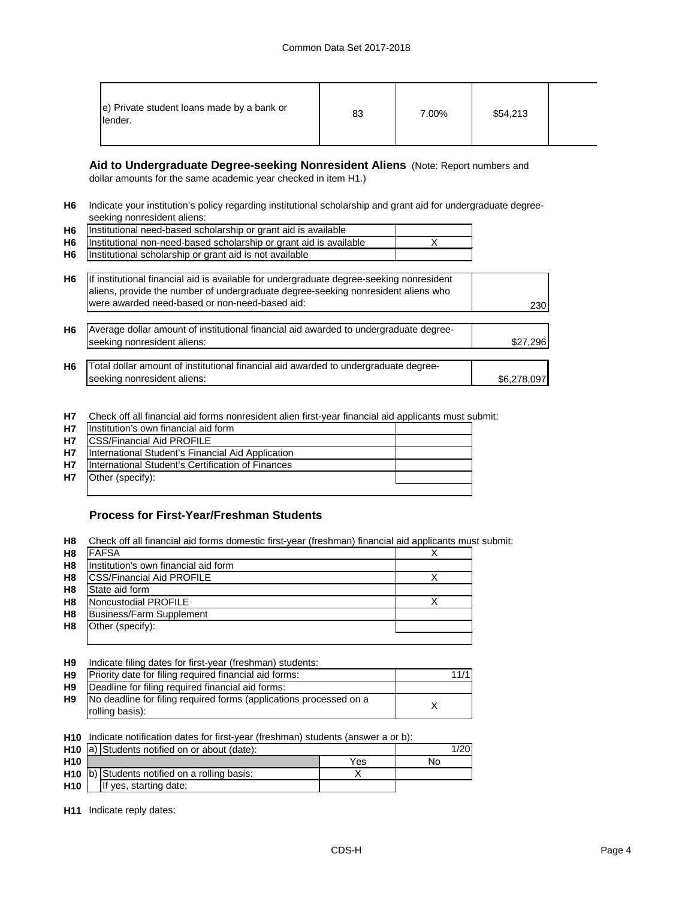| | | | | |
|---|---|---|---|---|
| e) Private student loans made by a bank or lender. | 83 | 7.00% | $54,213 | |

**Aid to Undergraduate Degree-seeking Nonresident Aliens** (Note: Report numbers and dollar amounts for the same academic year checked in item H1.)

**H6** Indicate your institution's policy regarding institutional scholarship and grant aid for undergraduate degree-seeking nonresident aliens:

| | | |
|---|---|---|
| H6 | Institutional need-based scholarship or grant aid is available | |
| H6 | Institutional non-need-based scholarship or grant aid is available | X |
| H6 | Institutional scholarship or grant aid is not available | |

| | | |
|---|---|---|
| H6 | If institutional financial aid is available for undergraduate degree-seeking nonresident aliens, provide the number of undergraduate degree-seeking nonresident aliens who were awarded need-based or non-need-based aid: | 230 |
| H6 | Average dollar amount of institutional financial aid awarded to undergraduate degree-seeking nonresident aliens: | $27,296 |
| H6 | Total dollar amount of institutional financial aid awarded to undergraduate degree-seeking nonresident aliens: | $6,278,097 |

**H7** Check off all financial aid forms nonresident alien first-year financial aid applicants must submit:

| | | |
|---|---|---|
| H7 | Institution's own financial aid form | |
| H7 | CSS/Financial Aid PROFILE | |
| H7 | International Student's Financial Aid Application | |
| H7 | International Student's Certification of Finances | |
| H7 | Other (specify): | |

## Process for First-Year/Freshman Students

**H8** Check off all financial aid forms domestic first-year (freshman) financial aid applicants must submit:

| | | |
|---|---|---|
| H8 | FAFSA | X |
| H8 | Institution's own financial aid form | |
| H8 | CSS/Financial Aid PROFILE | X |
| H8 | State aid form | |
| H8 | Noncustodial PROFILE | X |
| H8 | Business/Farm Supplement | |
| H8 | Other (specify): | |

**H9** Indicate filing dates for first-year (freshman) students:

| | | |
|---|---|---|
| H9 | Priority date for filing required financial aid forms: | 11/1 |
| H9 | Deadline for filing required financial aid forms: | |
| H9 | No deadline for filing required forms (applications processed on a rolling basis): | X |

**H10** Indicate notification dates for first-year (freshman) students (answer a or b):

| | | | |
|---|---|---|---|
| H10 | a) Students notified on or about (date): | | 1/20 |
| H10 | | Yes | No |
| H10 | b) Students notified on a rolling basis: | X | |
| H10 | If yes, starting date: | | |

**H11** Indicate reply dates: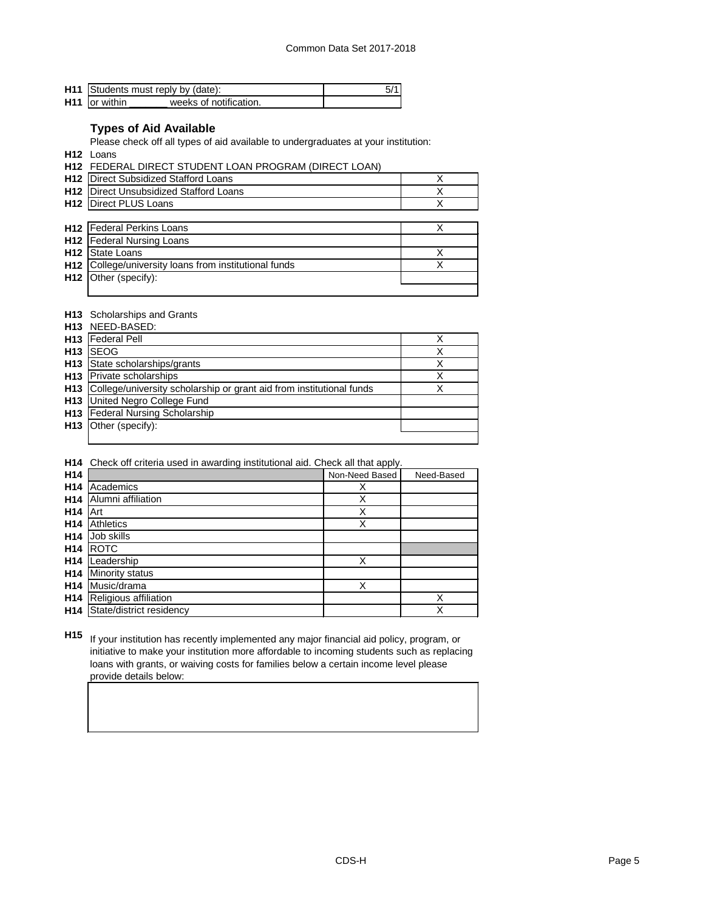| | | |
|---|---|---|
| H11 | Students must reply by (date): | 5/1 |
| H11 | or within _______ weeks of notification. | |

## Types of Aid Available

Please check off all types of aid available to undergraduates at your institution:

H12 Loans

H12 FEDERAL DIRECT STUDENT LOAN PROGRAM (DIRECT LOAN)

| | | |
|---|---|---|
| H12 | Direct Subsidized Stafford Loans | X |
| H12 | Direct Unsubsidized Stafford Loans | X |
| H12 | Direct PLUS Loans | X |

| | | |
|---|---|---|
| H12 | Federal Perkins Loans | X |
| H12 | Federal Nursing Loans | |
| H12 | State Loans | X |
| H12 | College/university loans from institutional funds | X |
| H12 | Other (specify): | |

H13 Scholarships and Grants

H13 NEED-BASED:

| | | |
|---|---|---|
| H13 | Federal Pell | X |
| H13 | SEOG | X |
| H13 | State scholarships/grants | X |
| H13 | Private scholarships | X |
| H13 | College/university scholarship or grant aid from institutional funds | X |
| H13 | United Negro College Fund | |
| H13 | Federal Nursing Scholarship | |
| H13 | Other (specify): | |

H14 Check off criteria used in awarding institutional aid. Check all that apply.

| H14 | | Non-Need Based | Need-Based |
|---|---|---|---|
| H14 | Academics | X | |
| H14 | Alumni affiliation | X | |
| H14 | Art | X | |
| H14 | Athletics | X | |
| H14 | Job skills | | |
| H14 | ROTC | | |
| H14 | Leadership | X | |
| H14 | Minority status | | |
| H14 | Music/drama | X | |
| H14 | Religious affiliation | | X |
| H14 | State/district residency | | X |

H15 If your institution has recently implemented any major financial aid policy, program, or initiative to make your institution more affordable to incoming students such as replacing loans with grants, or waiving costs for families below a certain income level please provide details below: